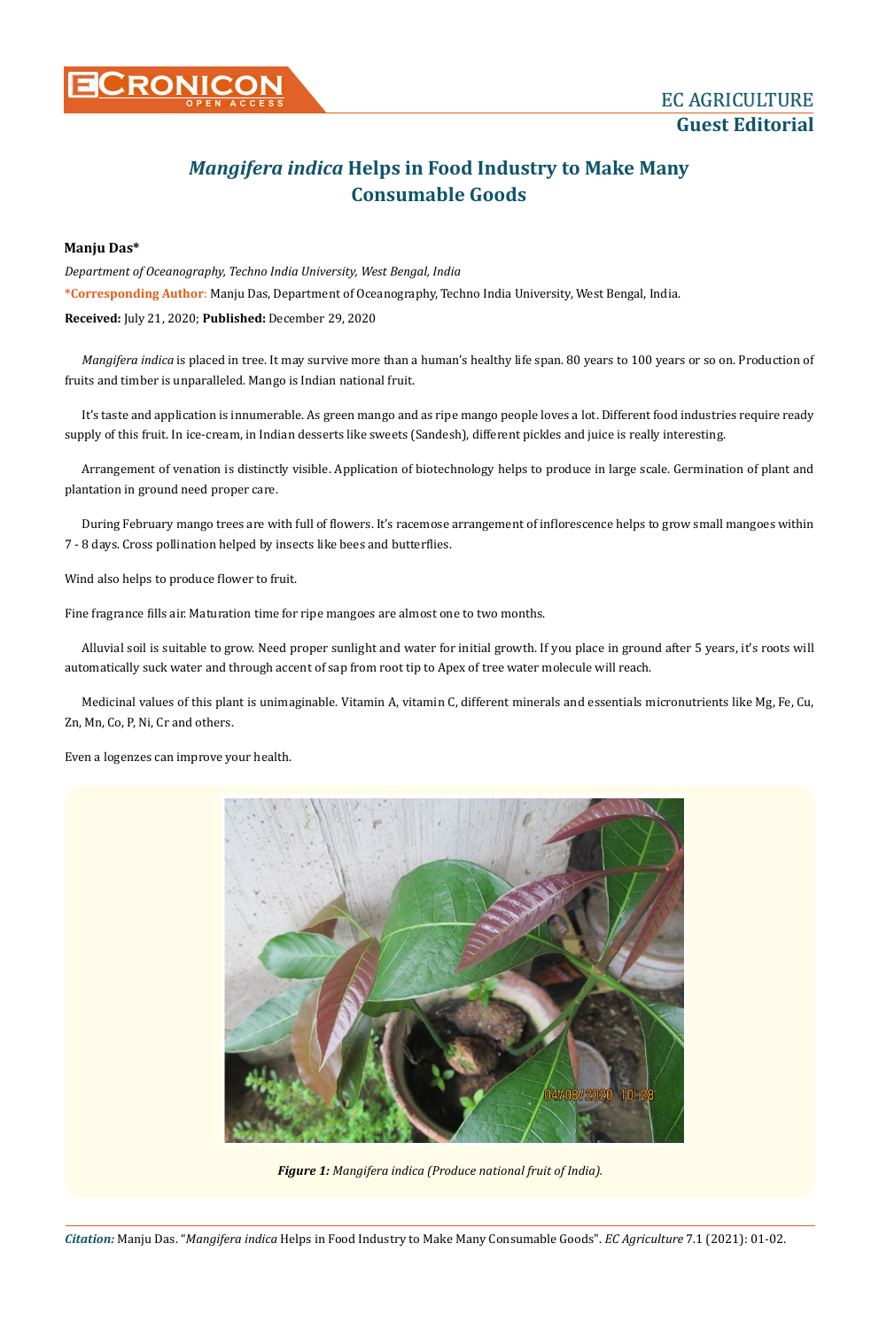# *Mangifera indica* Helps in Food Industry to Make Many Consumable Goods

**Manju Das***

*Department of Oceanography, Techno India University, West Bengal, India*

***Corresponding Author**: Manju Das, Department of Oceanography, Techno India University, West Bengal, India.

**Received:** July 21, 2020; **Published:** December 29, 2020

*Mangifera indica* is placed in tree. It may survive more than a human's healthy life span. 80 years to 100 years or so on. Production of fruits and timber is unparalleled. Mango is Indian national fruit.

It's taste and application is innumerable. As green mango and as ripe mango people loves a lot. Different food industries require ready supply of this fruit. In ice-cream, in Indian desserts like sweets (Sandesh), different pickles and juice is really interesting.

Arrangement of venation is distinctly visible. Application of biotechnology helps to produce in large scale. Germination of plant and plantation in ground need proper care.

During February mango trees are with full of flowers. It's racemose arrangement of inflorescence helps to grow small mangoes within 7 - 8 days. Cross pollination helped by insects like bees and butterflies.

Wind also helps to produce flower to fruit.

Fine fragrance fills air. Maturation time for ripe mangoes are almost one to two months.

Alluvial soil is suitable to grow. Need proper sunlight and water for initial growth. If you place in ground after 5 years, it's roots will automatically suck water and through accent of sap from root tip to Apex of tree water molecule will reach.

Medicinal values of this plant is unimaginable. Vitamin A, vitamin C, different minerals and essentials micronutrients like Mg, Fe, Cu, Zn, Mn, Co, P, Ni, Cr and others.

Even a logenzes can improve your health.

***Figure 1:*** *Mangifera indica (Produce national fruit of India).*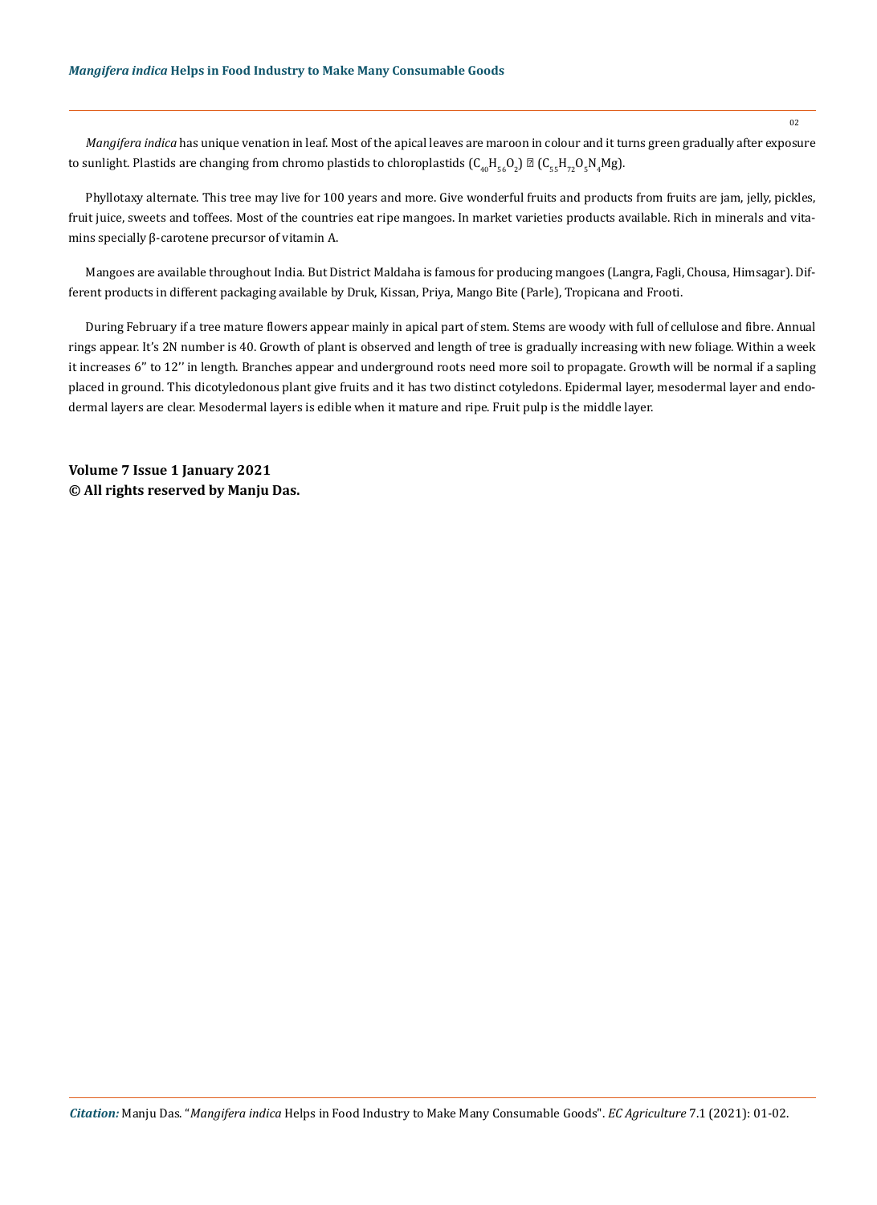*Mangifera indica* has unique venation in leaf. Most of the apical leaves are maroon in colour and it turns green gradually after exposure to sunlight. Plastids are changing from chromo plastids to chloroplastids ($C_{40}H_{56}O_2$) ⮕ ($C_{55}H_{72}O_5N_4Mg$).

Phyllotaxy alternate. This tree may live for 100 years and more. Give wonderful fruits and products from fruits are jam, jelly, pickles, fruit juice, sweets and toffees. Most of the countries eat ripe mangoes. In market varieties products available. Rich in minerals and vitamins specially β-carotene precursor of vitamin A.

Mangoes are available throughout India. But District Maldaha is famous for producing mangoes (Langra, Fagli, Chousa, Himsagar). Different products in different packaging available by Druk, Kissan, Priya, Mango Bite (Parle), Tropicana and Frooti.

During February if a tree mature flowers appear mainly in apical part of stem. Stems are woody with full of cellulose and fibre. Annual rings appear. It's 2N number is 40. Growth of plant is observed and length of tree is gradually increasing with new foliage. Within a week it increases 6" to 12'' in length. Branches appear and underground roots need more soil to propagate. Growth will be normal if a sapling placed in ground. This dicotyledonous plant give fruits and it has two distinct cotyledons. Epidermal layer, mesodermal layer and endodermal layers are clear. Mesodermal layers is edible when it mature and ripe. Fruit pulp is the middle layer.

**Volume 7 Issue 1 January 2021**
**© All rights reserved by Manju Das.**